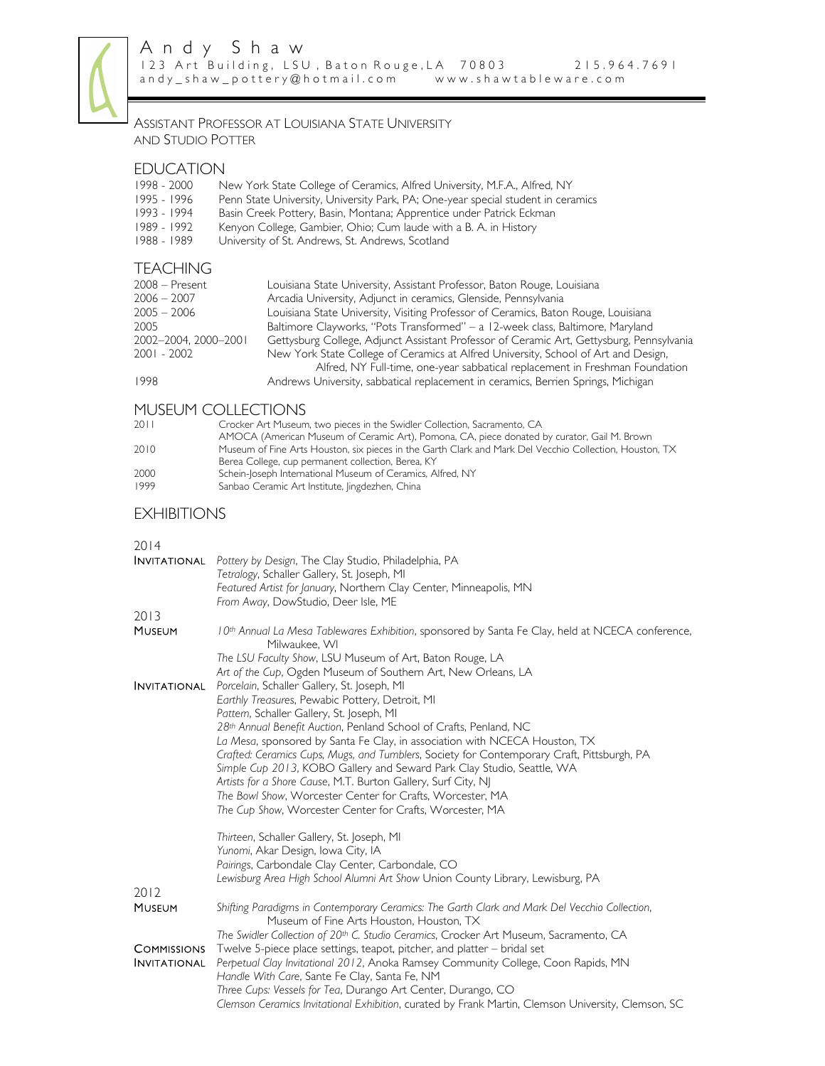# Andy Shaw

123 Art Building, LSU, Baton Rouge, LA 70803 215.964.7691
andy_shaw_pottery@hotmail.com www.shawtableware.com

ASSISTANT PROFESSOR AT LOUISIANA STATE UNIVERSITY
AND STUDIO POTTER

## EDUCATION

| | |
|---|---|
| 1998 - 2000 | New York State College of Ceramics, Alfred University, M.F.A., Alfred, NY |
| 1995 - 1996 | Penn State University, University Park, PA; One-year special student in ceramics |
| 1993 - 1994 | Basin Creek Pottery, Basin, Montana; Apprentice under Patrick Eckman |
| 1989 - 1992 | Kenyon College, Gambier, Ohio; Cum laude with a B. A. in History |
| 1988 - 1989 | University of St. Andrews, St. Andrews, Scotland |

## TEACHING

| | |
|---|---|
| 2008 – Present | Louisiana State University, Assistant Professor, Baton Rouge, Louisiana |
| 2006 – 2007 | Arcadia University, Adjunct in ceramics, Glenside, Pennsylvania |
| 2005 – 2006 | Louisiana State University, Visiting Professor of Ceramics, Baton Rouge, Louisiana |
| 2005 | Baltimore Clayworks, "Pots Transformed" – a 12-week class, Baltimore, Maryland |
| 2002–2004, 2000–2001 | Gettysburg College, Adjunct Assistant Professor of Ceramic Art, Gettysburg, Pennsylvania |
| 2001 - 2002 | New York State College of Ceramics at Alfred University, School of Art and Design, Alfred, NY Full-time, one-year sabbatical replacement in Freshman Foundation |
| 1998 | Andrews University, sabbatical replacement in ceramics, Berrien Springs, Michigan |

## MUSEUM COLLECTIONS

| | |
|---|---|
| 2011 | Crocker Art Museum, two pieces in the Swidler Collection, Sacramento, CA |
| | AMOCA (American Museum of Ceramic Art), Pomona, CA, piece donated by curator, Gail M. Brown |
| 2010 | Museum of Fine Arts Houston, six pieces in the Garth Clark and Mark Del Vecchio Collection, Houston, TX |
| | Berea College, cup permanent collection, Berea, KY |
| 2000 | Schein-Joseph International Museum of Ceramics, Alfred, NY |
| 1999 | Sanbao Ceramic Art Institute, Jingdezhen, China |

## EXHIBITIONS

### 2014

**INVITATIONAL**
- *Pottery by Design*, The Clay Studio, Philadelphia, PA
- *Tetralogy*, Schaller Gallery, St. Joseph, MI
- *Featured Artist for January*, Northern Clay Center, Minneapolis, MN
- *From Away*, DowStudio, Deer Isle, ME

### 2013

**MUSEUM**
- *10th Annual La Mesa Tablewares Exhibition*, sponsored by Santa Fe Clay, held at NCECA conference, Milwaukee, WI
- *The LSU Faculty Show*, LSU Museum of Art, Baton Rouge, LA
- *Art of the Cup*, Ogden Museum of Southern Art, New Orleans, LA

**INVITATIONAL**
- *Porcelain*, Schaller Gallery, St. Joseph, MI
- *Earthly Treasures*, Pewabic Pottery, Detroit, MI
- *Pattern*, Schaller Gallery, St. Joseph, MI
- *28th Annual Benefit Auction*, Penland School of Crafts, Penland, NC
- *La Mesa*, sponsored by Santa Fe Clay, in association with NCECA Houston, TX
- *Crafted: Ceramics Cups, Mugs, and Tumblers*, Society for Contemporary Craft, Pittsburgh, PA
- *Simple Cup 2013*, KOBO Gallery and Seward Park Clay Studio, Seattle, WA
- *Artists for a Shore Cause*, M.T. Burton Gallery, Surf City, NJ
- *The Bowl Show*, Worcester Center for Crafts, Worcester, MA
- *The Cup Show*, Worcester Center for Crafts, Worcester, MA
- *Thirteen*, Schaller Gallery, St. Joseph, MI
- *Yunomi*, Akar Design, Iowa City, IA
- *Pairings*, Carbondale Clay Center, Carbondale, CO
- *Lewisburg Area High School Alumni Art Show* Union County Library, Lewisburg, PA

### 2012

**MUSEUM**
- *Shifting Paradigms in Contemporary Ceramics: The Garth Clark and Mark Del Vecchio Collection*, Museum of Fine Arts Houston, Houston, TX
- *The Swidler Collection of 20th C. Studio Ceramics*, Crocker Art Museum, Sacramento, CA

**COMMISSIONS**
- Twelve 5-piece place settings, teapot, pitcher, and platter – bridal set

**INVITATIONAL**
- *Perpetual Clay Invitational 2012*, Anoka Ramsey Community College, Coon Rapids, MN
- *Handle With Care*, Sante Fe Clay, Santa Fe, NM
- *Three Cups: Vessels for Tea*, Durango Art Center, Durango, CO
- *Clemson Ceramics Invitational Exhibition*, curated by Frank Martin, Clemson University, Clemson, SC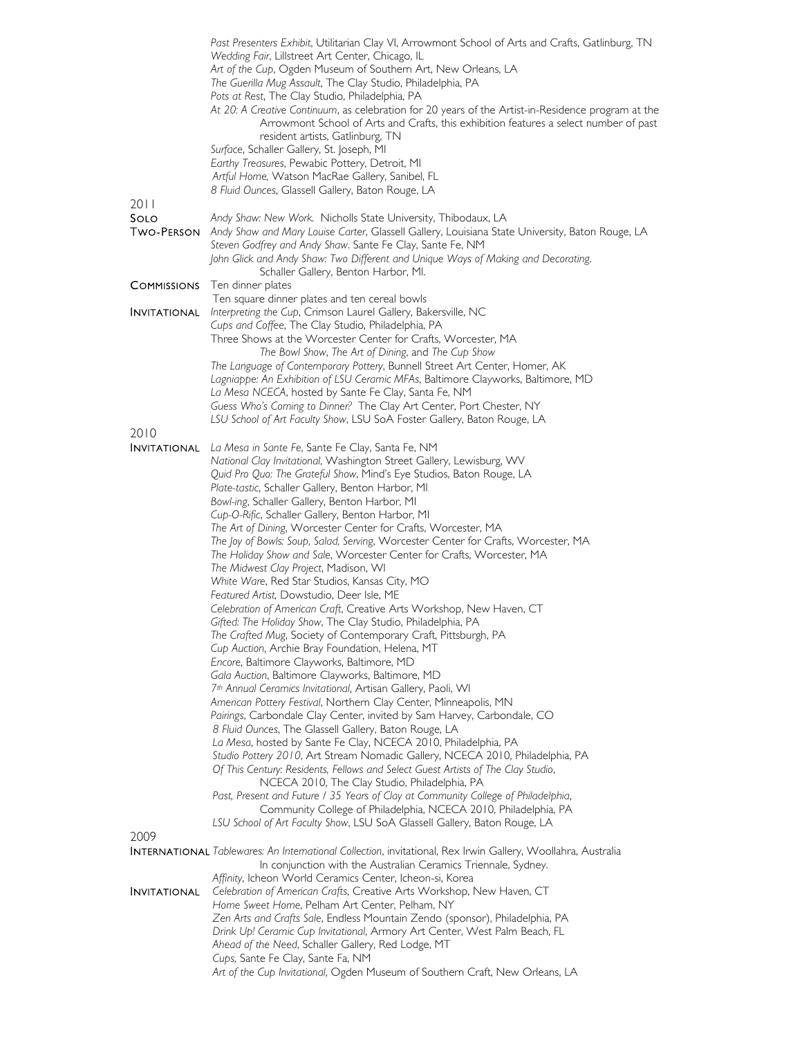*Past Presenters Exhibit*, Utilitarian Clay VI, Arrowmont School of Arts and Crafts, Gatlinburg, TN
*Wedding Fair*, Lillstreet Art Center, Chicago, IL
*Art of the Cup*, Ogden Museum of Southern Art, New Orleans, LA
*The Guerilla Mug Assault*, The Clay Studio, Philadelphia, PA
*Pots at Rest*, The Clay Studio, Philadelphia, PA
*At 20: A Creative Continuum*, as celebration for 20 years of the Artist-in-Residence program at the Arrowmont School of Arts and Crafts, this exhibition features a select number of past resident artists, Gatlinburg, TN
*Surface*, Schaller Gallery, St. Joseph, MI
*Earthy Treasures*, Pewabic Pottery, Detroit, MI
*Artful Home,* Watson MacRae Gallery, Sanibel, FL
*8 Fluid Ounces*, Glassell Gallery, Baton Rouge, LA

## 2011

**Solo**
*Andy Shaw: New Work.* Nicholls State University, Thibodaux, LA

**Two-Person**
*Andy Shaw and Mary Louise Carter*, Glassell Gallery, Louisiana State University, Baton Rouge, LA
*Steven Godfrey and Andy Shaw*. Sante Fe Clay, Sante Fe, NM
*John Glick and Andy Shaw: Two Different and Unique Ways of Making and Decorating*. Schaller Gallery, Benton Harbor, MI.

**Commissions**
Ten dinner plates
Ten square dinner plates and ten cereal bowls

**Invitational**
*Interpreting the Cup*, Crimson Laurel Gallery, Bakersville, NC
*Cups and Coffee*, The Clay Studio, Philadelphia, PA
Three Shows at the Worcester Center for Crafts, Worcester, MA
*The Bowl Show*, *The Art of Dining*, and *The Cup Show*
*The Language of Contemporary Pottery*, Bunnell Street Art Center, Homer, AK
*Lagniappe: An Exhibition of LSU Ceramic MFAs*, Baltimore Clayworks, Baltimore, MD
*La Mesa NCECA*, hosted by Sante Fe Clay, Santa Fe, NM
*Guess Who's Coming to Dinner?* The Clay Art Center, Port Chester, NY
*LSU School of Art Faculty Show*, LSU SoA Foster Gallery, Baton Rouge, LA

## 2010

**Invitational**
*La Mesa in Sante Fe*, Sante Fe Clay, Santa Fe, NM
*National Clay Invitational*, Washington Street Gallery, Lewisburg, WV
*Quid Pro Quo: The Grateful Show*, Mind's Eye Studios, Baton Rouge, LA
*Plate-tastic*, Schaller Gallery, Benton Harbor, MI
*Bowl-ing*, Schaller Gallery, Benton Harbor, MI
*Cup-O-Rific*, Schaller Gallery, Benton Harbor, MI
*The Art of Dining*, Worcester Center for Crafts, Worcester, MA
*The Joy of Bowls: Soup, Salad, Serving*, Worcester Center for Crafts, Worcester, MA
*The Holiday Show and Sale*, Worcester Center for Crafts, Worcester, MA
*The Midwest Clay Project*, Madison, WI
*White Ware*, Red Star Studios, Kansas City, MO
*Featured Artist,* Dowstudio, Deer Isle, ME
*Celebration of American Craft*, Creative Arts Workshop, New Haven, CT
*Gifted: The Holiday Show*, The Clay Studio, Philadelphia, PA
*The Crafted Mug*, Society of Contemporary Craft, Pittsburgh, PA
*Cup Auction*, Archie Bray Foundation, Helena, MT
*Encore*, Baltimore Clayworks, Baltimore, MD
*Gala Auction*, Baltimore Clayworks, Baltimore, MD
*7th Annual Ceramics Invitational*, Artisan Gallery, Paoli, WI
*American Pottery Festival*, Northern Clay Center, Minneapolis, MN
*Pairings*, Carbondale Clay Center, invited by Sam Harvey, Carbondale, CO
*8 Fluid Ounces*, The Glassell Gallery, Baton Rouge, LA
*La Mesa*, hosted by Sante Fe Clay, NCECA 2010, Philadelphia, PA
*Studio Pottery 2010*, Art Stream Nomadic Gallery, NCECA 2010, Philadelphia, PA
*Of This Century: Residents, Fellows and Select Guest Artists of The Clay Studio*, NCECA 2010, The Clay Studio, Philadelphia, PA
*Past, Present and Future / 35 Years of Clay at Community College of Philadelphia*, Community College of Philadelphia, NCECA 2010, Philadelphia, PA
*LSU School of Art Faculty Show*, LSU SoA Glassell Gallery, Baton Rouge, LA

## 2009

**International**
*Tablewares: An International Collection*, invitational, Rex Irwin Gallery, Woollahra, Australia In conjunction with the Australian Ceramics Triennale, Sydney.
*Affinity*, Icheon World Ceramics Center, Icheon-si, Korea

**Invitational**
*Celebration of American Crafts*, Creative Arts Workshop, New Haven, CT
*Home Sweet Home*, Pelham Art Center, Pelham, NY
*Zen Arts and Crafts Sale*, Endless Mountain Zendo (sponsor), Philadelphia, PA
*Drink Up! Ceramic Cup Invitational*, Armory Art Center, West Palm Beach, FL
*Ahead of the Need*, Schaller Gallery, Red Lodge, MT
*Cups,* Sante Fe Clay, Sante Fa, NM
*Art of the Cup Invitational*, Ogden Museum of Southern Craft, New Orleans, LA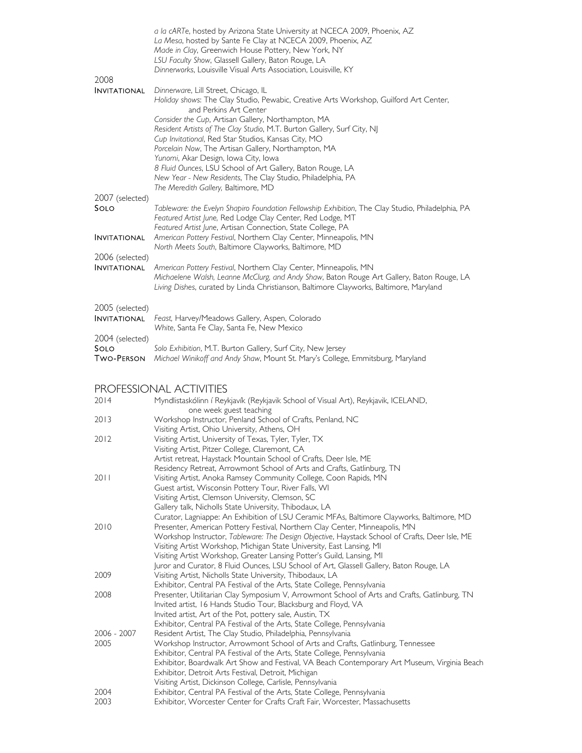*a la cARTe*, hosted by Arizona State University at NCECA 2009, Phoenix, AZ
*La Mesa*, hosted by Sante Fe Clay at NCECA 2009, Phoenix, AZ
*Made in Clay*, Greenwich House Pottery, New York, NY
*LSU Faculty Show*, Glassell Gallery, Baton Rouge, LA
*Dinnerworks*, Louisville Visual Arts Association, Louisville, KY

2008

INVITATIONAL
*Dinnerware*, Lill Street, Chicago, IL
*Holiday shows*: The Clay Studio, Pewabic, Creative Arts Workshop, Guilford Art Center, and Perkins Art Center
*Consider the Cup*, Artisan Gallery, Northampton, MA
*Resident Artists of The Clay Studio*, M.T. Burton Gallery, Surf City, NJ
*Cup Invitational*, Red Star Studios, Kansas City, MO
*Porcelain Now*, The Artisan Gallery, Northampton, MA
*Yunomi*, Akar Design, Iowa City, Iowa
*8 Fluid Ounces*, LSU School of Art Gallery, Baton Rouge, LA
*New Year - New Residents*, The Clay Studio, Philadelphia, PA
*The Meredith Gallery*, Baltimore, MD

2007 (selected)

SOLO
*Tableware: the Evelyn Shapiro Foundation Fellowship Exhibition*, The Clay Studio, Philadelphia, PA
*Featured Artist June*, Red Lodge Clay Center, Red Lodge, MT
*Featured Artist June*, Artisan Connection, State College, PA

INVITATIONAL
*American Pottery Festival*, Northern Clay Center, Minneapolis, MN
*North Meets South*, Baltimore Clayworks, Baltimore, MD

2006 (selected)

INVITATIONAL
*American Pottery Festival*, Northern Clay Center, Minneapolis, MN
*Michaelene Walsh, Leanne McClurg, and Andy Shaw*, Baton Rouge Art Gallery, Baton Rouge, LA
*Living Dishes*, curated by Linda Christianson, Baltimore Clayworks, Baltimore, Maryland

2005 (selected)

INVITATIONAL
*Feast,* Harvey/Meadows Gallery, Aspen, Colorado
*White*, Santa Fe Clay, Santa Fe, New Mexico

2004 (selected)

SOLO
*Solo Exhibition*, M.T. Burton Gallery, Surf City, New Jersey

TWO-PERSON
*Michael Winikoff and Andy Shaw*, Mount St. Mary's College, Emmitsburg, Maryland

## PROFESSIONAL ACTIVITIES

2014
Myndlistaskólinn í Reykjavík (Reykjavik School of Visual Art), Reykjavik, ICELAND, one week guest teaching

2013
Workshop Instructor, Penland School of Crafts, Penland, NC
Visiting Artist, Ohio University, Athens, OH

2012
Visiting Artist, University of Texas, Tyler, Tyler, TX
Visiting Artist, Pitzer College, Claremont, CA
Artist retreat, Haystack Mountain School of Crafts, Deer Isle, ME
Residency Retreat, Arrowmont School of Arts and Crafts, Gatlinburg, TN

2011
Visiting Artist, Anoka Ramsey Community College, Coon Rapids, MN
Guest artist, Wisconsin Pottery Tour, River Falls, WI
Visiting Artist, Clemson University, Clemson, SC
Gallery talk, Nicholls State University, Thibodaux, LA
Curator, Lagniappe: An Exhibition of LSU Ceramic MFAs, Baltimore Clayworks, Baltimore, MD

2010
Presenter, American Pottery Festival, Northern Clay Center, Minneapolis, MN
Workshop Instructor, *Tableware: The Design Objective*, Haystack School of Crafts, Deer Isle, ME
Visiting Artist Workshop, Michigan State University, East Lansing, MI
Visiting Artist Workshop, Greater Lansing Potter's Guild, Lansing, MI
Juror and Curator, 8 Fluid Ounces, LSU School of Art, Glassell Gallery, Baton Rouge, LA

2009
Visiting Artist, Nicholls State University, Thibodaux, LA
Exhibitor, Central PA Festival of the Arts, State College, Pennsylvania

2008
Presenter, Utilitarian Clay Symposium V, Arrowmont School of Arts and Crafts, Gatlinburg, TN
Invited artist, 16 Hands Studio Tour, Blacksburg and Floyd, VA
Invited artist, Art of the Pot, pottery sale, Austin, TX
Exhibitor, Central PA Festival of the Arts, State College, Pennsylvania

2006 - 2007
Resident Artist, The Clay Studio, Philadelphia, Pennsylvania

2005
Workshop Instructor, Arrowmont School of Arts and Crafts, Gatlinburg, Tennessee
Exhibitor, Central PA Festival of the Arts, State College, Pennsylvania
Exhibitor, Boardwalk Art Show and Festival, VA Beach Contemporary Art Museum, Virginia Beach
Exhibitor, Detroit Arts Festival, Detroit, Michigan
Visiting Artist, Dickinson College, Carlisle, Pennsylvania

2004
Exhibitor, Central PA Festival of the Arts, State College, Pennsylvania

2003
Exhibitor, Worcester Center for Crafts Craft Fair, Worcester, Massachusetts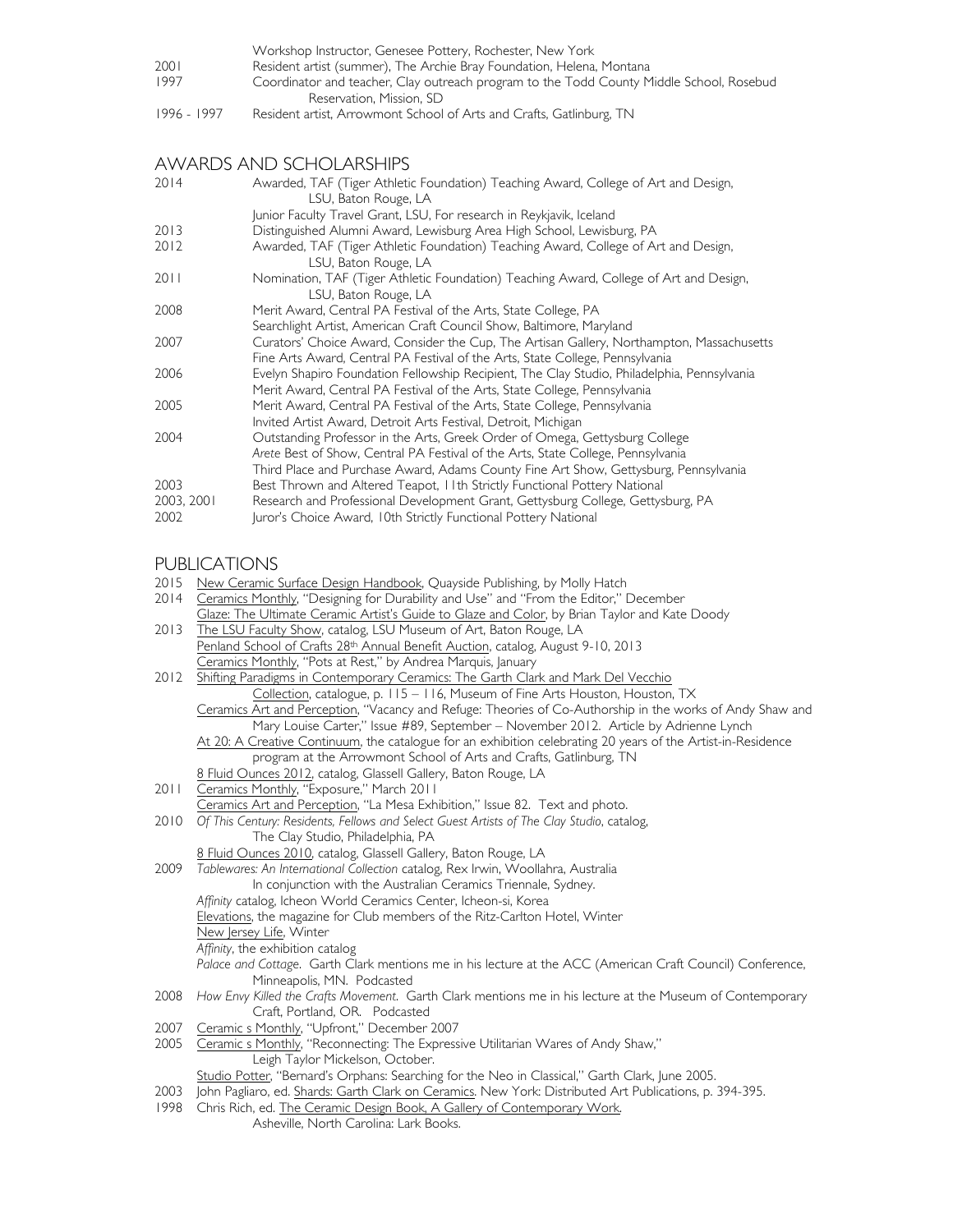| | |
|---|---|
| | Workshop Instructor, Genesee Pottery, Rochester, New York |
| 2001 | Resident artist (summer), The Archie Bray Foundation, Helena, Montana |
| 1997 | Coordinator and teacher, Clay outreach program to the Todd County Middle School, Rosebud Reservation, Mission, SD |
| 1996 - 1997 | Resident artist, Arrowmont School of Arts and Crafts, Gatlinburg, TN |

## AWARDS AND SCHOLARSHIPS

| | |
|---|---|
| 2014 | Awarded, TAF (Tiger Athletic Foundation) Teaching Award, College of Art and Design, LSU, Baton Rouge, LA |
| | Junior Faculty Travel Grant, LSU, For research in Reykjavik, Iceland |
| 2013 | Distinguished Alumni Award, Lewisburg Area High School, Lewisburg, PA |
| 2012 | Awarded, TAF (Tiger Athletic Foundation) Teaching Award, College of Art and Design, LSU, Baton Rouge, LA |
| 2011 | Nomination, TAF (Tiger Athletic Foundation) Teaching Award, College of Art and Design, LSU, Baton Rouge, LA |
| 2008 | Merit Award, Central PA Festival of the Arts, State College, PA |
| | Searchlight Artist, American Craft Council Show, Baltimore, Maryland |
| 2007 | Curators' Choice Award, Consider the Cup, The Artisan Gallery, Northampton, Massachusetts |
| | Fine Arts Award, Central PA Festival of the Arts, State College, Pennsylvania |
| 2006 | Evelyn Shapiro Foundation Fellowship Recipient, The Clay Studio, Philadelphia, Pennsylvania |
| | Merit Award, Central PA Festival of the Arts, State College, Pennsylvania |
| 2005 | Merit Award, Central PA Festival of the Arts, State College, Pennsylvania |
| | Invited Artist Award, Detroit Arts Festival, Detroit, Michigan |
| 2004 | Outstanding Professor in the Arts, Greek Order of Omega, Gettysburg College |
| | *Arete* Best of Show, Central PA Festival of the Arts, State College, Pennsylvania |
| | Third Place and Purchase Award, Adams County Fine Art Show, Gettysburg, Pennsylvania |
| 2003 | Best Thrown and Altered Teapot, 11th Strictly Functional Pottery National |
| 2003, 2001 | Research and Professional Development Grant, Gettysburg College, Gettysburg, PA |
| 2002 | Juror's Choice Award, 10th Strictly Functional Pottery National |

## PUBLICATIONS

| | |
|---|---|
| 2015 | New Ceramic Surface Design Handbook, Quayside Publishing, by Molly Hatch |
| 2014 | Ceramics Monthly, "Designing for Durability and Use" and "From the Editor," December |
| | Glaze: The Ultimate Ceramic Artist's Guide to Glaze and Color, by Brian Taylor and Kate Doody |
| 2013 | The LSU Faculty Show, catalog, LSU Museum of Art, Baton Rouge, LA |
| | Penland School of Crafts 28th Annual Benefit Auction, catalog, August 9-10, 2013 |
| | Ceramics Monthly, "Pots at Rest," by Andrea Marquis, January |
| 2012 | Shifting Paradigms in Contemporary Ceramics: The Garth Clark and Mark Del Vecchio Collection, catalogue, p. 115 – 116, Museum of Fine Arts Houston, Houston, TX |
| | Ceramics Art and Perception, "Vacancy and Refuge: Theories of Co-Authorship in the works of Andy Shaw and Mary Louise Carter," Issue #89, September – November 2012. Article by Adrienne Lynch |
| | At 20: A Creative Continuum, the catalogue for an exhibition celebrating 20 years of the Artist-in-Residence program at the Arrowmont School of Arts and Crafts, Gatlinburg, TN |
| | 8 Fluid Ounces 2012, catalog, Glassell Gallery, Baton Rouge, LA |
| 2011 | Ceramics Monthly, "Exposure," March 2011 |
| | Ceramics Art and Perception, "La Mesa Exhibition," Issue 82. Text and photo. |
| 2010 | *Of This Century: Residents, Fellows and Select Guest Artists of The Clay Studio*, catalog, The Clay Studio, Philadelphia, PA |
| | 8 Fluid Ounces 2010, catalog, Glassell Gallery, Baton Rouge, LA |
| 2009 | *Tablewares: An International Collection* catalog, Rex Irwin, Woollahra, Australia In conjunction with the Australian Ceramics Triennale, Sydney. |
| | *Affinity* catalog, Icheon World Ceramics Center, Icheon-si, Korea |
| | Elevations, the magazine for Club members of the Ritz-Carlton Hotel, Winter |
| | New Jersey Life, Winter |
| | *Affinity*, the exhibition catalog |
| | *Palace and Cottage*. Garth Clark mentions me in his lecture at the ACC (American Craft Council) Conference, Minneapolis, MN. Podcasted |
| 2008 | *How Envy Killed the Crafts Movement*. Garth Clark mentions me in his lecture at the Museum of Contemporary Craft, Portland, OR. Podcasted |
| 2007 | Ceramic s Monthly, "Upfront," December 2007 |
| 2005 | Ceramic s Monthly, "Reconnecting: The Expressive Utilitarian Wares of Andy Shaw," Leigh Taylor Mickelson, October. |
| | Studio Potter, "Bernard's Orphans: Searching for the Neo in Classical," Garth Clark, June 2005. |
| 2003 | John Pagliaro, ed. Shards: Garth Clark on Ceramics. New York: Distributed Art Publications, p. 394-395. |
| 1998 | Chris Rich, ed. The Ceramic Design Book, A Gallery of Contemporary Work. Asheville, North Carolina: Lark Books. |